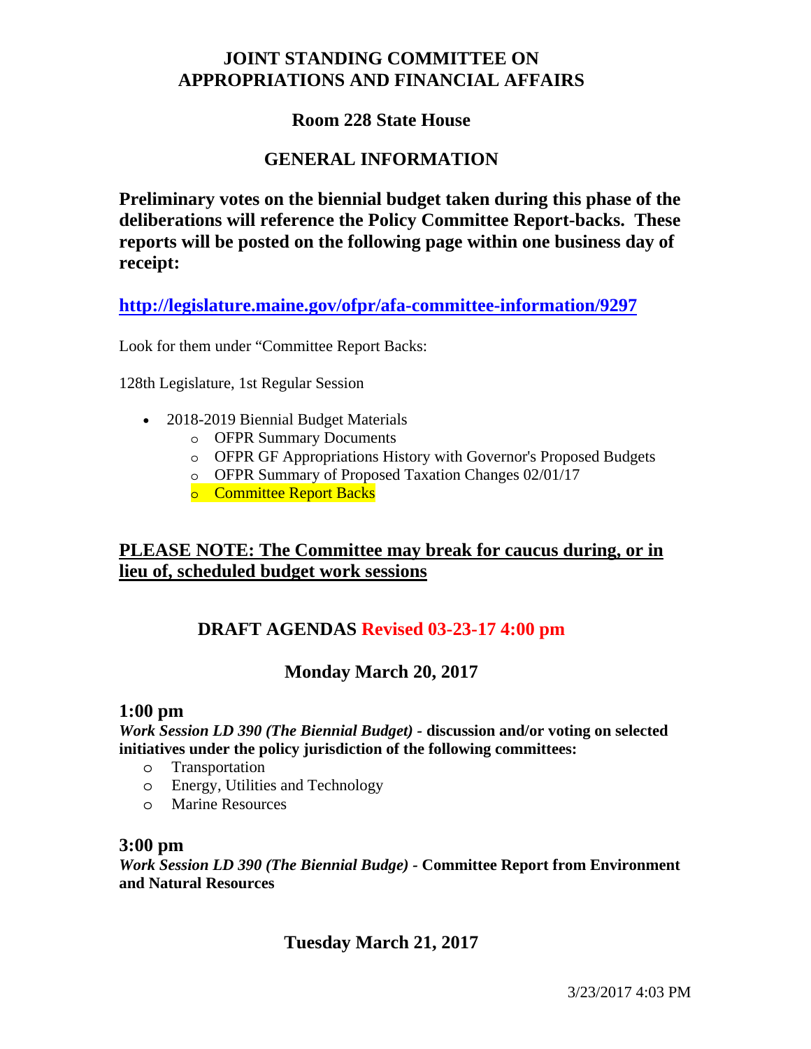# JOINT STANDING COMMITTEE ON APPROPRIATIONS AND FINANCIAL AFFAIRS

## Room 228 State House

## GENERAL INFORMATION

**Preliminary votes on the biennial budget taken during this phase of the deliberations will reference the Policy Committee Report-backs. These reports will be posted on the following page within one business day of receipt:**

**http://legislature.maine.gov/ofpr/afa-committee-information/9297**

Look for them under "Committee Report Backs:

128th Legislature, 1st Regular Session

- 2018-2019 Biennial Budget Materials
  - OFPR Summary Documents
  - OFPR GF Appropriations History with Governor's Proposed Budgets
  - OFPR Summary of Proposed Taxation Changes 02/01/17
  - Committee Report Backs

**PLEASE NOTE: The Committee may break for caucus during, or in lieu of, scheduled budget work sessions**

## DRAFT AGENDAS Revised 03-23-17 4:00 pm

### Monday March 20, 2017

**1:00 pm**

***Work Session LD 390 (The Biennial Budget)* - discussion and/or voting on selected initiatives under the policy jurisdiction of the following committees:**

- Transportation
- Energy, Utilities and Technology
- Marine Resources

**3:00 pm**

***Work Session LD 390 (The Biennial Budge)* - Committee Report from Environment and Natural Resources**

### Tuesday March 21, 2017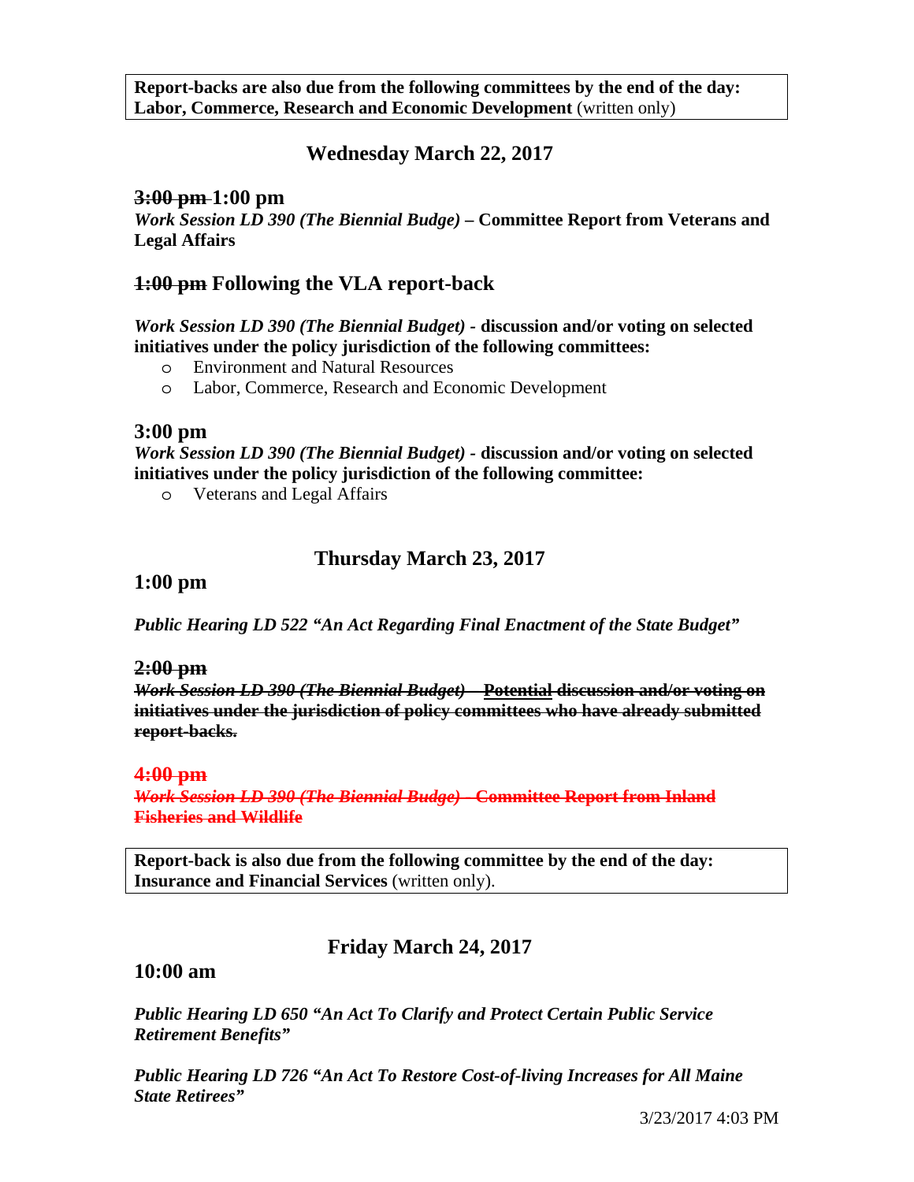**Report-backs are also due from the following committees by the end of the day: Labor, Commerce, Research and Economic Development** (written only)

## Wednesday March 22, 2017

### ~~3:00 pm~~ 1:00 pm

***Work Session LD 390 (The Biennial Budge)*** **– Committee Report from Veterans and Legal Affairs**

### ~~1:00 pm~~ Following the VLA report-back

***Work Session LD 390 (The Biennial Budget)*** **- discussion and/or voting on selected initiatives under the policy jurisdiction of the following committees:**

- Environment and Natural Resources
- Labor, Commerce, Research and Economic Development

### 3:00 pm

***Work Session LD 390 (The Biennial Budget)*** **- discussion and/or voting on selected initiatives under the policy jurisdiction of the following committee:**

- Veterans and Legal Affairs

## Thursday March 23, 2017

### 1:00 pm

***Public Hearing LD 522 "An Act Regarding Final Enactment of the State Budget"***

### ~~2:00 pm~~

~~***Work Session LD 390 (The Biennial Budget)*** **– Potential discussion and/or voting on initiatives under the jurisdiction of policy committees who have already submitted report-backs.**~~

### ~~4:00 pm~~

~~***Work Session LD 390 (The Biennial Budge)*** **- Committee Report from Inland Fisheries and Wildlife**~~

**Report-back is also due from the following committee by the end of the day: Insurance and Financial Services** (written only).

## Friday March 24, 2017

### 10:00 am

***Public Hearing LD 650 "An Act To Clarify and Protect Certain Public Service Retirement Benefits"***

***Public Hearing LD 726 "An Act To Restore Cost-of-living Increases for All Maine State Retirees"***

3/23/2017 4:03 PM